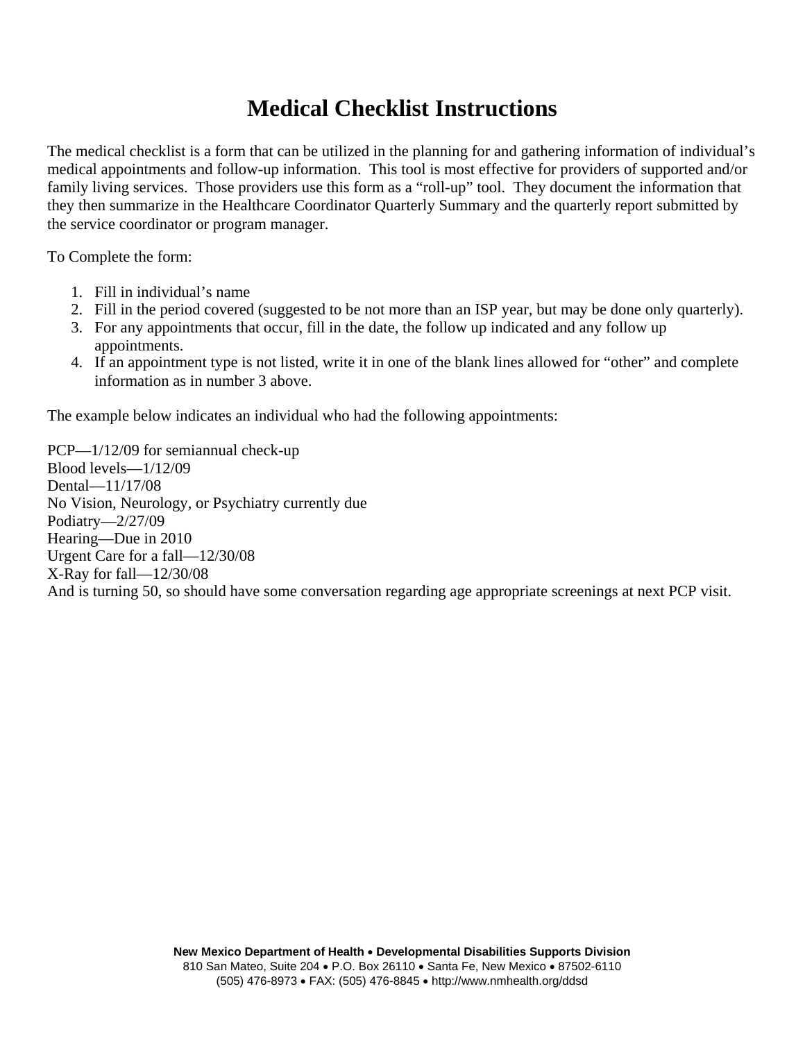# Medical Checklist Instructions

The medical checklist is a form that can be utilized in the planning for and gathering information of individual's medical appointments and follow-up information. This tool is most effective for providers of supported and/or family living services. Those providers use this form as a "roll-up" tool. They document the information that they then summarize in the Healthcare Coordinator Quarterly Summary and the quarterly report submitted by the service coordinator or program manager.

To Complete the form:

1. Fill in individual's name
2. Fill in the period covered (suggested to be not more than an ISP year, but may be done only quarterly).
3. For any appointments that occur, fill in the date, the follow up indicated and any follow up appointments.
4. If an appointment type is not listed, write it in one of the blank lines allowed for "other" and complete information as in number 3 above.

The example below indicates an individual who had the following appointments:

PCP—1/12/09 for semiannual check-up
Blood levels—1/12/09
Dental—11/17/08
No Vision, Neurology, or Psychiatry currently due
Podiatry—2/27/09
Hearing—Due in 2010
Urgent Care for a fall—12/30/08
X-Ray for fall—12/30/08
And is turning 50, so should have some conversation regarding age appropriate screenings at next PCP visit.

**New Mexico Department of Health • Developmental Disabilities Supports Division**
810 San Mateo, Suite 204 • P.O. Box 26110 • Santa Fe, New Mexico • 87502-6110
(505) 476-8973 • FAX: (505) 476-8845 • http://www.nmhealth.org/ddsd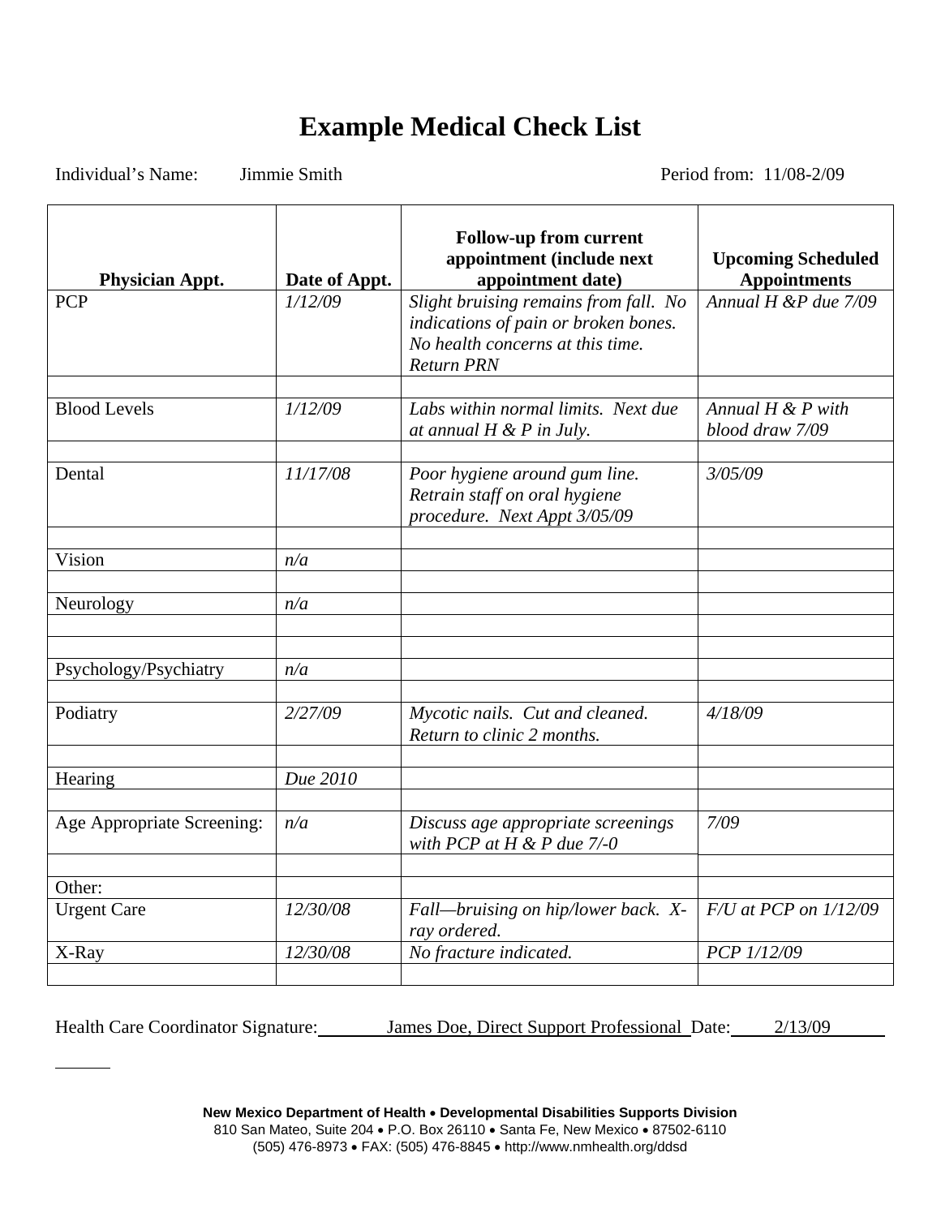# Example Medical Check List

Individual's Name: Jimmie Smith Period from: 11/08-2/09

| Physician Appt. | Date of Appt. | Follow-up from current appointment (include next appointment date) | Upcoming Scheduled Appointments |
|---|---|---|---|
| PCP | *1/12/09* | *Slight bruising remains from fall. No indications of pain or broken bones. No health concerns at this time. Return PRN* | *Annual H &P due 7/09* |
| | | | |
| Blood Levels | *1/12/09* | *Labs within normal limits. Next due at annual H & P in July.* | *Annual H & P with blood draw 7/09* |
| | | | |
| Dental | *11/17/08* | *Poor hygiene around gum line. Retrain staff on oral hygiene procedure. Next Appt 3/05/09* | *3/05/09* |
| | | | |
| Vision | *n/a* | | |
| | | | |
| Neurology | *n/a* | | |
| | | | |
| | | | |
| Psychology/Psychiatry | *n/a* | | |
| | | | |
| Podiatry | *2/27/09* | *Mycotic nails. Cut and cleaned. Return to clinic 2 months.* | *4/18/09* |
| | | | |
| Hearing | *Due 2010* | | |
| | | | |
| Age Appropriate Screening: | *n/a* | *Discuss age appropriate screenings with PCP at H & P due 7/-0* | *7/09* |
| | | | |
| Other: | | | |
| Urgent Care | *12/30/08* | *Fall—bruising on hip/lower back. X-ray ordered.* | *F/U at PCP on 1/12/09* |
| X-Ray | *12/30/08* | *No fracture indicated.* | *PCP 1/12/09* |
| | | | |

Health Care Coordinator Signature: James Doe, Direct Support Professional Date: 2/13/09

**New Mexico Department of Health • Developmental Disabilities Supports Division**
810 San Mateo, Suite 204 • P.O. Box 26110 • Santa Fe, New Mexico • 87502-6110
(505) 476-8973 • FAX: (505) 476-8845 • http://www.nmhealth.org/ddsd